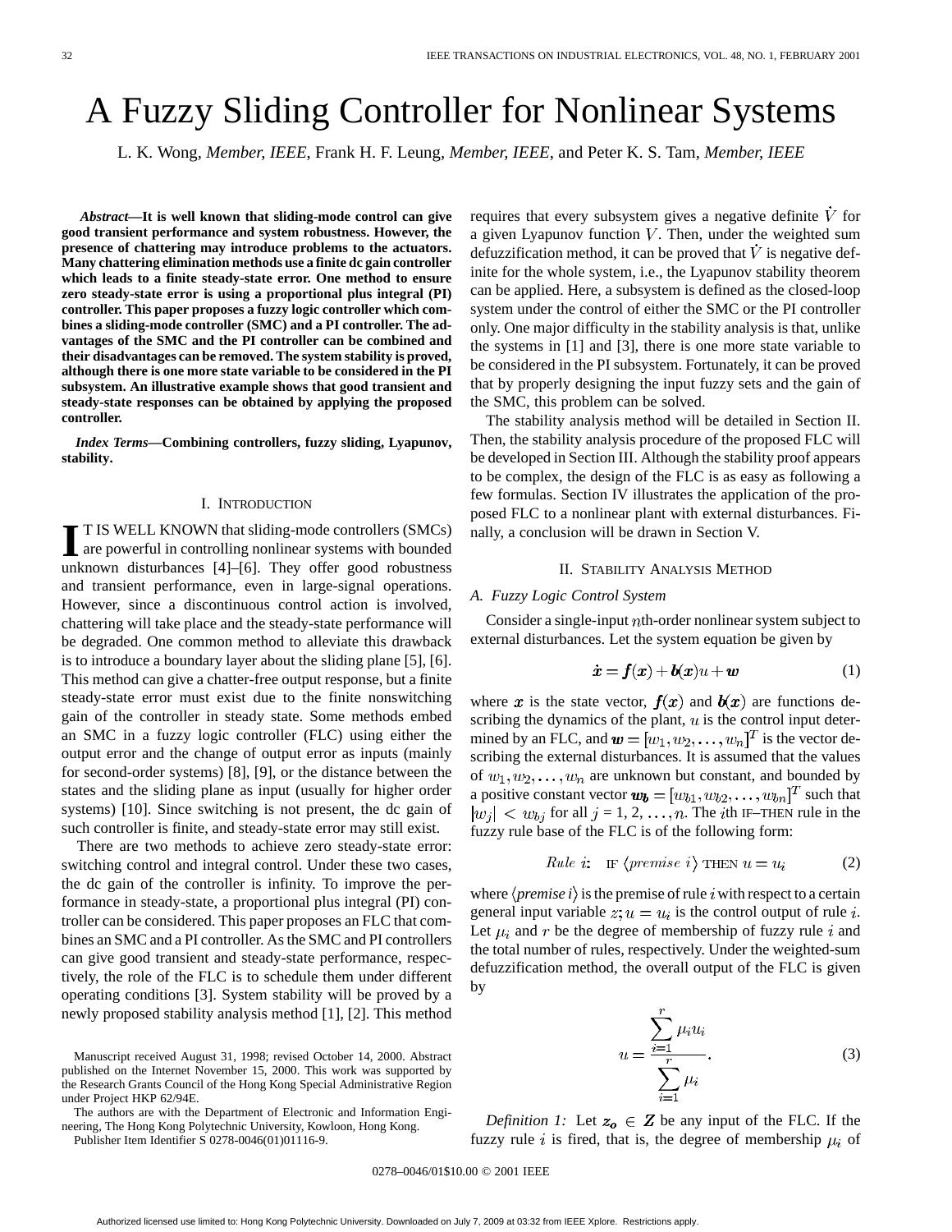# A Fuzzy Sliding Controller for Nonlinear Systems

L. K. Wong, *Member, IEEE*, Frank H. F. Leung, *Member, IEEE*, and Peter K. S. Tam, *Member, IEEE*

***Abstract*—It is well known that sliding-mode control can give good transient performance and system robustness. However, the presence of chattering may introduce problems to the actuators. Many chattering elimination methods use a finite dc gain controller which leads to a finite steady-state error. One method to ensure zero steady-state error is using a proportional plus integral (PI) controller. This paper proposes a fuzzy logic controller which combines a sliding-mode controller (SMC) and a PI controller. The advantages of the SMC and the PI controller can be combined and their disadvantages can be removed. The system stability is proved, although there is one more state variable to be considered in the PI subsystem. An illustrative example shows that good transient and steady-state responses can be obtained by applying the proposed controller.**

***Index Terms*—Combining controllers, fuzzy sliding, Lyapunov, stability.**

## I. Introduction

It is well known that sliding-mode controllers (SMCs) are powerful in controlling nonlinear systems with bounded unknown disturbances [4]–[6]. They offer good robustness and transient performance, even in large-signal operations. However, since a discontinuous control action is involved, chattering will take place and the steady-state performance will be degraded. One common method to alleviate this drawback is to introduce a boundary layer about the sliding plane [5], [6]. This method can give a chatter-free output response, but a finite steady-state error must exist due to the finite nonswitching gain of the controller in steady state. Some methods embed an SMC in a fuzzy logic controller (FLC) using either the output error and the change of output error as inputs (mainly for second-order systems) [8], [9], or the distance between the states and the sliding plane as input (usually for higher order systems) [10]. Since switching is not present, the dc gain of such controller is finite, and steady-state error may still exist.

There are two methods to achieve zero steady-state error: switching control and integral control. Under these two cases, the dc gain of the controller is infinity. To improve the performance in steady-state, a proportional plus integral (PI) controller can be considered. This paper proposes an FLC that combines an SMC and a PI controller. As the SMC and PI controllers can give good transient and steady-state performance, respectively, the role of the FLC is to schedule them under different operating conditions [3]. System stability will be proved by a newly proposed stability analysis method [1], [2]. This method requires that every subsystem gives a negative definite $\dot{V}$ for a given Lyapunov function $V$. Then, under the weighted sum defuzzification method, it can be proved that $\dot{V}$ is negative definite for the whole system, i.e., the Lyapunov stability theorem can be applied. Here, a subsystem is defined as the closed-loop system under the control of either the SMC or the PI controller only. One major difficulty in the stability analysis is that, unlike the systems in [1] and [3], there is one more state variable to be considered in the PI subsystem. Fortunately, it can be proved that by properly designing the input fuzzy sets and the gain of the SMC, this problem can be solved.

The stability analysis method will be detailed in Section II. Then, the stability analysis procedure of the proposed FLC will be developed in Section III. Although the stability proof appears to be complex, the design of the FLC is as easy as following a few formulas. Section IV illustrates the application of the proposed FLC to a nonlinear plant with external disturbances. Finally, a conclusion will be drawn in Section V.

Manuscript received August 31, 1998; revised October 14, 2000. Abstract published on the Internet November 15, 2000. This work was supported by the Research Grants Council of the Hong Kong Special Administrative Region under Project HKP 62/94E.

The authors are with the Department of Electronic and Information Engineering, The Hong Kong Polytechnic University, Kowloon, Hong Kong.

Publisher Item Identifier S 0278-0046(01)01116-9.

## II. Stability Analysis Method

### A. Fuzzy Logic Control System

Consider a single-input $n$th-order nonlinear system subject to external disturbances. Let the system equation be given by

$$\dot{\boldsymbol{x}} = \boldsymbol{f}(\boldsymbol{x}) + \boldsymbol{b}(\boldsymbol{x})u + \boldsymbol{w} \tag{1}$$

where $\boldsymbol{x}$ is the state vector, $\boldsymbol{f}(\boldsymbol{x})$ and $\boldsymbol{b}(\boldsymbol{x})$ are functions describing the dynamics of the plant, $u$ is the control input determined by an FLC, and $\boldsymbol{w} = [w_1, w_2, \ldots, w_n]^T$ is the vector describing the external disturbances. It is assumed that the values of $w_1, w_2, \ldots, w_n$ are unknown but constant, and bounded by a positive constant vector $\boldsymbol{w_b} = [w_{b1}, w_{b2}, \ldots, w_{bn}]^T$ such that $|w_j| < w_{bj}$ for all $j = 1, 2, \ldots, n$. The $i$th IF–THEN rule in the fuzzy rule base of the FLC is of the following form:

$$\textit{Rule } i\textbf{:} \quad \text{IF } \langle \textit{premise } i \rangle \text{ THEN } u = u_i \tag{2}$$

where $\langle \textit{premise } i \rangle$ is the premise of rule $i$ with respect to a certain general input variable $z; u = u_i$ is the control output of rule $i$. Let $\mu_i$ and $r$ be the degree of membership of fuzzy rule $i$ and the total number of rules, respectively. Under the weighted-sum defuzzification method, the overall output of the FLC is given by

$$u = \frac{\sum_{i=1}^{r} \mu_i u_i}{\sum_{i=1}^{r} \mu_i}. \tag{3}$$

*Definition 1:* Let $\boldsymbol{z_o} \in \boldsymbol{Z}$ be any input of the FLC. If the fuzzy rule $i$ is fired, that is, the degree of membership $\mu_i$ of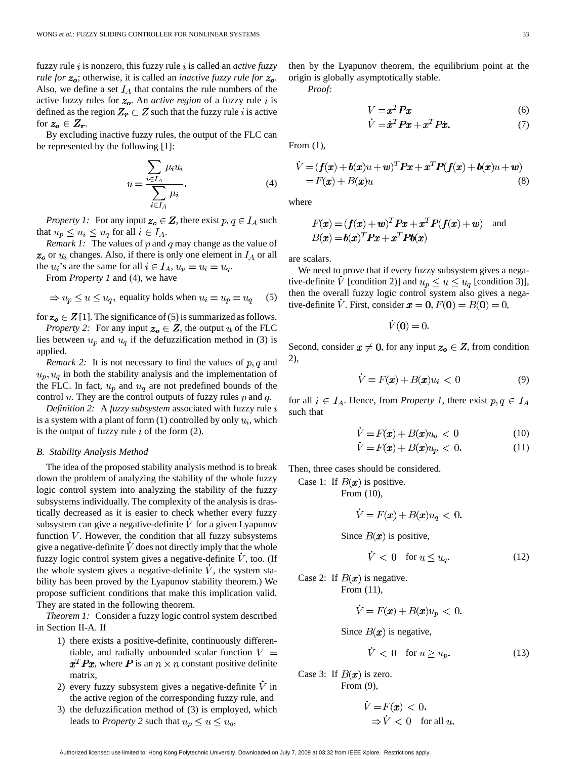fuzzy rule $i$ is nonzero, this fuzzy rule $i$ is called an *active fuzzy rule for* $\boldsymbol{z_o}$; otherwise, it is called an *inactive fuzzy rule for* $\boldsymbol{z_o}$. Also, we define a set $I_A$ that contains the rule numbers of the active fuzzy rules for $\boldsymbol{z_o}$. An *active region* of a fuzzy rule $i$ is defined as the region $\boldsymbol{Z_r} \subset \boldsymbol{Z}$ such that the fuzzy rule $i$ is active for $\boldsymbol{z_o} \in \boldsymbol{Z_r}$.

By excluding inactive fuzzy rules, the output of the FLC can be represented by the following [1]:

$$u = \frac{\sum_{i \in I_A} \mu_i u_i}{\sum_{i \in I_A} \mu_i}. \tag{4}$$

*Property 1:* For any input $\boldsymbol{z_o} \in \boldsymbol{Z}$, there exist $p, q \in I_A$ such that $u_p \le u_i \le u_q$ for all $i \in I_A$.

*Remark 1:* The values of $p$ and $q$ may change as the value of $\boldsymbol{z_o}$ or $u_i$ changes. Also, if there is only one element in $I_A$ or all the $u_i$'s are the same for all $i \in I_A$, $u_p = u_i = u_q$.

From *Property 1* and (4), we have

$$\Rightarrow u_p \le u \le u_q, \text{ equality holds when } u_i = u_p = u_q \tag{5}$$

for $\boldsymbol{z_o} \in \boldsymbol{Z}$ [1]. The significance of (5) is summarized as follows.

*Property 2:* For any input $\boldsymbol{z_o} \in \boldsymbol{Z}$, the output $u$ of the FLC lies between $u_p$ and $u_q$ if the defuzzification method in (3) is applied.

*Remark 2:* It is not necessary to find the values of $p, q$ and $u_p, u_q$ in both the stability analysis and the implementation of the FLC. In fact, $u_p$ and $u_q$ are not predefined bounds of the control $u$. They are the control outputs of fuzzy rules $p$ and $q$.

*Definition 2:* A *fuzzy subsystem* associated with fuzzy rule $i$ is a system with a plant of form (1) controlled by only $u_i$, which is the output of fuzzy rule $i$ of the form (2).

### B. Stability Analysis Method

The idea of the proposed stability analysis method is to break down the problem of analyzing the stability of the whole fuzzy logic control system into analyzing the stability of the fuzzy subsystems individually. The complexity of the analysis is drastically decreased as it is easier to check whether every fuzzy subsystem can give a negative-definite $\dot{V}$ for a given Lyapunov function $V$. However, the condition that all fuzzy subsystems give a negative-definite $\dot{V}$ does not directly imply that the whole fuzzy logic control system gives a negative-definite $\dot{V}$, too. (If the whole system gives a negative-definite $\dot{V}$, the system stability has been proved by the Lyapunov stability theorem.) We propose sufficient conditions that make this implication valid. They are stated in the following theorem.

*Theorem 1:* Consider a fuzzy logic control system described in Section II-A. If

1) there exists a positive-definite, continuously differentiable, and radially unbounded scalar function $V = \boldsymbol{x}^T \boldsymbol{P} \boldsymbol{x}$, where $\boldsymbol{P}$ is an $n \times n$ constant positive definite matrix,
2) every fuzzy subsystem gives a negative-definite $\dot{V}$ in the active region of the corresponding fuzzy rule, and
3) the defuzzification method of (3) is employed, which leads to *Property 2* such that $u_p \le u \le u_q$,

then by the Lyapunov theorem, the equilibrium point at the origin is globally asymptotically stable.

*Proof:*

$$V = \boldsymbol{x}^T \boldsymbol{P} \boldsymbol{x} \tag{6}$$

$$\dot{V} = \dot{\boldsymbol{x}}^T \boldsymbol{P} \boldsymbol{x} + \boldsymbol{x}^T \boldsymbol{P} \dot{\boldsymbol{x}}. \tag{7}$$

From (1),

$$\begin{aligned}\dot{V} &= (\boldsymbol{f}(\boldsymbol{x}) + \boldsymbol{b}(\boldsymbol{x})u + \boldsymbol{w})^T \boldsymbol{P} \boldsymbol{x} + \boldsymbol{x}^T \boldsymbol{P}(\boldsymbol{f}(\boldsymbol{x}) + \boldsymbol{b}(\boldsymbol{x})u + \boldsymbol{w}) \\ &= F(\boldsymbol{x}) + B(\boldsymbol{x})u \end{aligned}\tag{8}$$

where

$$F(\boldsymbol{x}) = (\boldsymbol{f}(\boldsymbol{x}) + \boldsymbol{w})^T \boldsymbol{P} \boldsymbol{x} + \boldsymbol{x}^T \boldsymbol{P}(\boldsymbol{f}(\boldsymbol{x}) + \boldsymbol{w}) \quad \text{and}$$
$$B(\boldsymbol{x}) = \boldsymbol{b}(\boldsymbol{x})^T \boldsymbol{P} \boldsymbol{x} + \boldsymbol{x}^T \boldsymbol{P} \boldsymbol{b}(\boldsymbol{x})$$

are scalars.

We need to prove that if every fuzzy subsystem gives a negative-definite $\dot{V}$ [condition 2)] and $u_p \le u \le u_q$ [condition 3)], then the overall fuzzy logic control system also gives a negative-definite $\dot{V}$. First, consider $\boldsymbol{x} = \boldsymbol{0}, F(\boldsymbol{0}) = B(\boldsymbol{0}) = 0$,

$$\dot{V}(\boldsymbol{0}) = 0.$$

Second, consider $\boldsymbol{x} \ne \boldsymbol{0}$, for any input $\boldsymbol{z_o} \in \boldsymbol{Z}$, from condition 2),

$$\dot{V} = F(\boldsymbol{x}) + B(\boldsymbol{x})u_i < 0 \tag{9}$$

for all $i \in I_A$. Hence, from *Property 1*, there exist $p, q \in I_A$ such that

$$\dot{V} = F(\boldsymbol{x}) + B(\boldsymbol{x})u_q < 0 \tag{10}$$

$$\dot{V} = F(\boldsymbol{x}) + B(\boldsymbol{x})u_p < 0. \tag{11}$$

Then, three cases should be considered.

Case 1: If $B(\boldsymbol{x})$ is positive.
From (10),

$$\dot{V} = F(\boldsymbol{x}) + B(\boldsymbol{x})u_q < 0.$$

Since $B(\boldsymbol{x})$ is positive,

$$\dot{V} < 0 \quad \text{for } u \le u_q. \tag{12}$$

Case 2: If $B(\boldsymbol{x})$ is negative.
From (11),

$$\dot{V} = F(\boldsymbol{x}) + B(\boldsymbol{x})u_p < 0.$$

Since $B(\boldsymbol{x})$ is negative,

$$\dot{V} < 0 \quad \text{for } u \ge u_p. \tag{13}$$

Case 3: If $B(\boldsymbol{x})$ is zero.
From (9),

$$\dot{V} = F(\boldsymbol{x}) < 0.$$
$$\Rightarrow \dot{V} < 0 \quad \text{for all } u.$$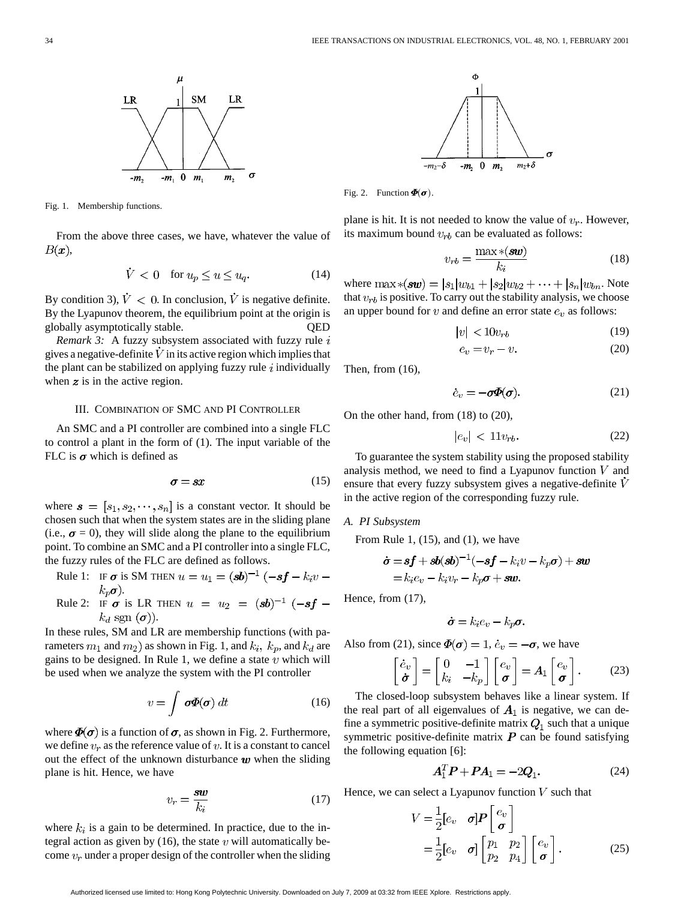Fig. 1. Membership functions.

Fig. 2. Function $\boldsymbol{\Phi}(\boldsymbol{\sigma})$.

From the above three cases, we have, whatever the value of $B(\boldsymbol{x})$,

$$\dot{V} < 0 \quad \text{for } u_p \leq u \leq u_q. \tag{14}$$

By condition 3), $\dot{V} < 0$. In conclusion, $\dot{V}$ is negative definite. By the Lyapunov theorem, the equilibrium point at the origin is globally asymptotically stable. QED

*Remark 3:* A fuzzy subsystem associated with fuzzy rule $i$ gives a negative-definite $\dot{V}$ in its active region which implies that the plant can be stabilized on applying fuzzy rule $i$ individually when $\boldsymbol{z}$ is in the active region.

## III. Combination of SMC and PI Controller

An SMC and a PI controller are combined into a single FLC to control a plant in the form of (1). The input variable of the FLC is $\boldsymbol{\sigma}$ which is defined as

$$\boldsymbol{\sigma} = \boldsymbol{s}\boldsymbol{x} \tag{15}$$

where $\boldsymbol{s} = [s_1, s_2, \cdots, s_n]$ is a constant vector. It should be chosen such that when the system states are in the sliding plane (i.e., $\boldsymbol{\sigma} = 0$), they will slide along the plane to the equilibrium point. To combine an SMC and a PI controller into a single FLC, the fuzzy rules of the FLC are defined as follows.

Rule 1: IF $\boldsymbol{\sigma}$ is SM THEN $u = u_1 = (\boldsymbol{sb})^{-1}(-\boldsymbol{sf} - k_i v - k_p \boldsymbol{\sigma})$.

Rule 2: IF $\boldsymbol{\sigma}$ is LR THEN $u = u_2 = (\boldsymbol{sb})^{-1}(-\boldsymbol{sf} - k_d \operatorname{sgn}(\boldsymbol{\sigma}))$.

In these rules, SM and LR are membership functions (with parameters $m_1$ and $m_2$) as shown in Fig. 1, and $k_i$, $k_p$, and $k_d$ are gains to be designed. In Rule 1, we define a state $v$ which will be used when we analyze the system with the PI controller

$$v = \int \boldsymbol{\sigma}\boldsymbol{\Phi}(\boldsymbol{\sigma})\, dt \tag{16}$$

where $\boldsymbol{\Phi}(\boldsymbol{\sigma})$ is a function of $\boldsymbol{\sigma}$, as shown in Fig. 2. Furthermore, we define $v_r$ as the reference value of $v$. It is a constant to cancel out the effect of the unknown disturbance $\boldsymbol{w}$ when the sliding plane is hit. Hence, we have

$$v_r = \frac{\boldsymbol{sw}}{k_i} \tag{17}$$

where $k_i$ is a gain to be determined. In practice, due to the integral action as given by (16), the state $v$ will automatically become $v_r$ under a proper design of the controller when the sliding plane is hit. It is not needed to know the value of $v_r$. However, its maximum bound $v_{rb}$ can be evaluated as follows:

$$v_{rb} = \frac{\max *(\boldsymbol{sw})}{k_i} \tag{18}$$

where $\max *(\boldsymbol{sw}) = |s_1|w_{b1} + |s_2|w_{b2} + \cdots + |s_n|w_{bn}$. Note that $v_{rb}$ is positive. To carry out the stability analysis, we choose an upper bound for $v$ and define an error state $e_v$ as follows:

$$|v| < 10 v_{rb} \tag{19}$$

$$e_v = v_r - v. \tag{20}$$

Then, from (16),

$$\dot{e}_v = -\boldsymbol{\sigma}\boldsymbol{\Phi}(\boldsymbol{\sigma}). \tag{21}$$

On the other hand, from (18) to (20),

$$|e_v| < 11 v_{rb}. \tag{22}$$

To guarantee the system stability using the proposed stability analysis method, we need to find a Lyapunov function $V$ and ensure that every fuzzy subsystem gives a negative-definite $\dot{V}$ in the active region of the corresponding fuzzy rule.

### A. PI Subsystem

From Rule 1, (15), and (1), we have

$$\begin{aligned}\dot{\boldsymbol{\sigma}} &= \boldsymbol{sf} + \boldsymbol{sb}(\boldsymbol{sb})^{-1}(-\boldsymbol{sf} - k_i v - k_p \boldsymbol{\sigma}) + \boldsymbol{sw} \\ &= k_i e_v - k_i v_r - k_p \boldsymbol{\sigma} + \boldsymbol{sw}.\end{aligned}$$

Hence, from (17),

$$\dot{\boldsymbol{\sigma}} = k_i e_v - k_p \boldsymbol{\sigma}.$$

Also from (21), since $\boldsymbol{\Phi}(\boldsymbol{\sigma}) = 1$, $\dot{e}_v = -\boldsymbol{\sigma}$, we have

$$\begin{bmatrix} \dot{e}_v \\ \dot{\boldsymbol{\sigma}} \end{bmatrix} = \begin{bmatrix} 0 & -1 \\ k_i & -k_p \end{bmatrix} \begin{bmatrix} e_v \\ \boldsymbol{\sigma} \end{bmatrix} = \boldsymbol{A}_1 \begin{bmatrix} e_v \\ \boldsymbol{\sigma} \end{bmatrix}. \tag{23}$$

The closed-loop subsystem behaves like a linear system. If the real part of all eigenvalues of $\boldsymbol{A}_1$ is negative, we can define a symmetric positive-definite matrix $\boldsymbol{Q}_1$ such that a unique symmetric positive-definite matrix $\boldsymbol{P}$ can be found satisfying the following equation [6]:

$$\boldsymbol{A}_1^T \boldsymbol{P} + \boldsymbol{P}\boldsymbol{A}_1 = -2\boldsymbol{Q}_1. \tag{24}$$

Hence, we can select a Lyapunov function $V$ such that

$$\begin{aligned}V &= \frac{1}{2}[e_v \quad \boldsymbol{\sigma}]\boldsymbol{P}\begin{bmatrix} e_v \\ \boldsymbol{\sigma} \end{bmatrix} \\ &= \frac{1}{2}[e_v \quad \boldsymbol{\sigma}]\begin{bmatrix} p_1 & p_2 \\ p_2 & p_4 \end{bmatrix}\begin{bmatrix} e_v \\ \boldsymbol{\sigma} \end{bmatrix}.\end{aligned} \tag{25}$$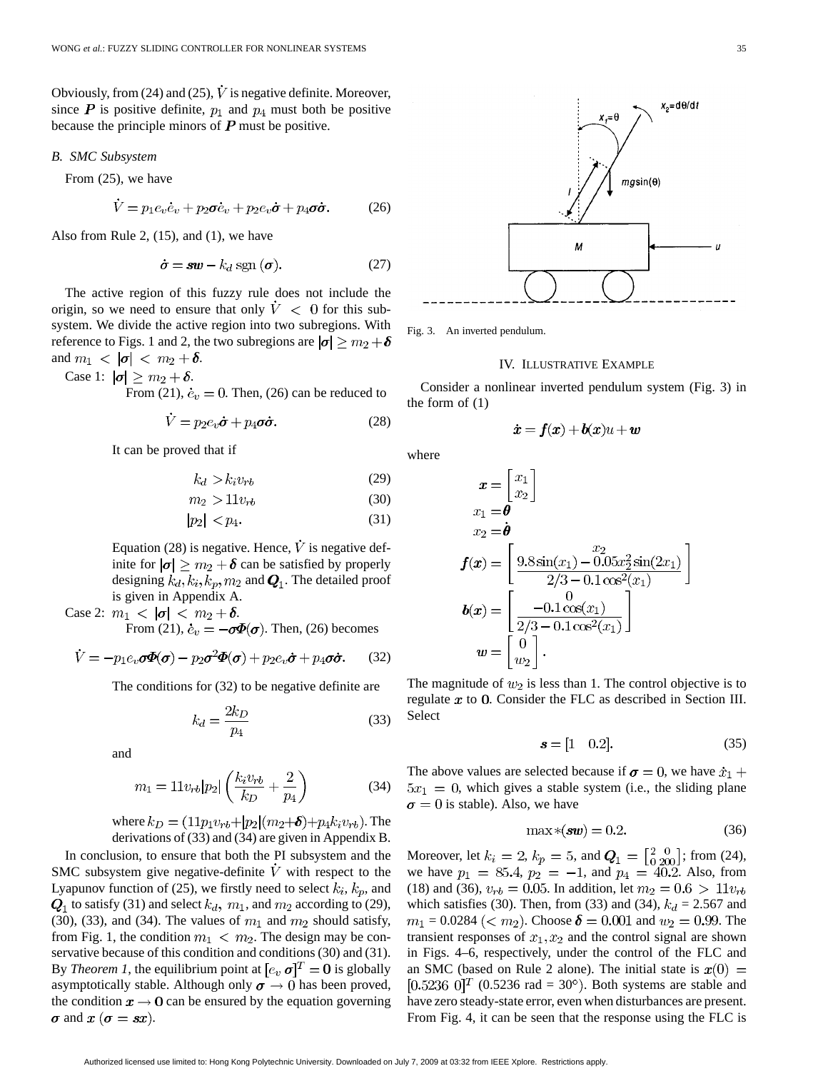Obviously, from (24) and (25), $\dot{V}$ is negative definite. Moreover, since $\boldsymbol{P}$ is positive definite, $p_1$ and $p_4$ must both be positive because the principle minors of $\boldsymbol{P}$ must be positive.

### *B. SMC Subsystem*

From (25), we have

$$\dot{V} = p_1 e_v \dot{e}_v + p_2 \boldsymbol{\sigma} \dot{e}_v + p_2 e_v \dot{\boldsymbol{\sigma}} + p_4 \boldsymbol{\sigma} \dot{\boldsymbol{\sigma}}. \tag{26}$$

Also from Rule 2, (15), and (1), we have

$$\dot{\boldsymbol{\sigma}} = \boldsymbol{s w} - k_d \operatorname{sgn}(\boldsymbol{\sigma}). \tag{27}$$

The active region of this fuzzy rule does not include the origin, so we need to ensure that only $\dot{V} < 0$ for this subsystem. We divide the active region into two subregions. With reference to Figs. 1 and 2, the two subregions are $|\boldsymbol{\sigma}| \geq m_2 + \boldsymbol{\delta}$ and $m_1 < |\boldsymbol{\sigma}| < m_2 + \boldsymbol{\delta}$.

Case 1: $|\boldsymbol{\sigma}| \geq m_2 + \boldsymbol{\delta}$.

From (21), $\dot{e}_v = 0$. Then, (26) can be reduced to

$$\dot{V} = p_2 e_v \dot{\boldsymbol{\sigma}} + p_4 \boldsymbol{\sigma} \dot{\boldsymbol{\sigma}}. \tag{28}$$

It can be proved that if

$$k_d > k_i v_{rb} \tag{29}$$

$$m_2 > 11 v_{rb} \tag{30}$$

$$|p_2| < p_4. \tag{31}$$

Equation (28) is negative. Hence, $\dot{V}$ is negative definite for $|\boldsymbol{\sigma}| \geq m_2 + \boldsymbol{\delta}$ can be satisfied by properly designing $k_d, k_i, k_p, m_2$ and $\boldsymbol{Q}_1$. The detailed proof is given in Appendix A.

Case 2: $m_1 < |\boldsymbol{\sigma}| < m_2 + \boldsymbol{\delta}$.

From (21), $\dot{e}_v = -\boldsymbol{\sigma} \boldsymbol{\Phi}(\boldsymbol{\sigma})$. Then, (26) becomes

$$\dot{V} = -p_1 e_v \boldsymbol{\sigma} \boldsymbol{\Phi}(\boldsymbol{\sigma}) - p_2 \boldsymbol{\sigma}^2 \boldsymbol{\Phi}(\boldsymbol{\sigma}) + p_2 e_v \dot{\boldsymbol{\sigma}} + p_4 \boldsymbol{\sigma} \dot{\boldsymbol{\sigma}}. \tag{32}$$

The conditions for (32) to be negative definite are

$$k_d = \frac{2 k_D}{p_4} \tag{33}$$

and

$$m_1 = 11 v_{rb} |p_2| \left( \frac{k_i v_{rb}}{k_D} + \frac{2}{p_4} \right) \tag{34}$$

where $k_D = (11 p_1 v_{rb} + |p_2|(m_2 + \boldsymbol{\delta}) + p_4 k_i v_{rb})$. The derivations of (33) and (34) are given in Appendix B.

In conclusion, to ensure that both the PI subsystem and the SMC subsystem give negative-definite $\dot{V}$ with respect to the Lyapunov function of (25), we firstly need to select $k_i$, $k_p$, and $\boldsymbol{Q}_1$ to satisfy (31) and select $k_d$, $m_1$, and $m_2$ according to (29), (30), (33), and (34). The values of $m_1$ and $m_2$ should satisfy, from Fig. 1, the condition $m_1 < m_2$. The design may be conservative because of this condition and conditions (30) and (31). By *Theorem 1*, the equilibrium point at $[e_v \ \boldsymbol{\sigma}]^T = \boldsymbol{0}$ is globally asymptotically stable. Although only $\boldsymbol{\sigma} \to 0$ has been proved, the condition $\boldsymbol{x} \to \boldsymbol{0}$ can be ensured by the equation governing $\boldsymbol{\sigma}$ and $\boldsymbol{x}$ ($\boldsymbol{\sigma} = \boldsymbol{s x}$).

Fig. 3. An inverted pendulum.

## IV. Illustrative Example

Consider a nonlinear inverted pendulum system (Fig. 3) in the form of (1)

$$\dot{\boldsymbol{x}} = \boldsymbol{f}(\boldsymbol{x}) + \boldsymbol{b}(\boldsymbol{x}) u + \boldsymbol{w}$$

where

$$\boldsymbol{x} = \begin{bmatrix} x_1 \\ x_2 \end{bmatrix}$$

$$x_1 = \boldsymbol{\theta}$$

$$x_2 = \dot{\boldsymbol{\theta}}$$

$$\boldsymbol{f}(\boldsymbol{x}) = \begin{bmatrix} x_2 \\ \dfrac{9.8 \sin(x_1) - 0.05 x_2^2 \sin(2x_1)}{2/3 - 0.1 \cos^2(x_1)} \end{bmatrix}$$

$$\boldsymbol{b}(\boldsymbol{x}) = \begin{bmatrix} 0 \\ \dfrac{-0.1 \cos(x_1)}{2/3 - 0.1 \cos^2(x_1)} \end{bmatrix}$$

$$\boldsymbol{w} = \begin{bmatrix} 0 \\ w_2 \end{bmatrix}.$$

The magnitude of $w_2$ is less than 1. The control objective is to regulate $\boldsymbol{x}$ to $\boldsymbol{0}$. Consider the FLC as described in Section III. Select

$$\boldsymbol{s} = [1 \quad 0.2]. \tag{35}$$

The above values are selected because if $\boldsymbol{\sigma} = 0$, we have $\dot{x}_1 + 5x_1 = 0$, which gives a stable system (i.e., the sliding plane $\boldsymbol{\sigma} = 0$ is stable). Also, we have

$$\max *(\boldsymbol{s w}) = 0.2. \tag{36}$$

Moreover, let $k_i = 2$, $k_p = 5$, and $\boldsymbol{Q}_1 = \begin{bmatrix} 2 & 0 \\ 0 & 200 \end{bmatrix}$; from (24), we have $p_1 = 85.4$, $p_2 = -1$, and $p_4 = 40.2$. Also, from (18) and (36), $v_{rb} = 0.05$. In addition, let $m_2 = 0.6 > 11 v_{rb}$ which satisfies (30). Then, from (33) and (34), $k_d$ = 2.567 and $m_1$ = 0.0284 ($< m_2$). Choose $\boldsymbol{\delta} = 0.001$ and $w_2 = 0.99$. The transient responses of $x_1, x_2$ and the control signal are shown in Figs. 4–6, respectively, under the control of the FLC and an SMC (based on Rule 2 alone). The initial state is $\boldsymbol{x}(0) = [0.5236 \ 0]^T$ (0.5236 rad = 30°). Both systems are stable and have zero steady-state error, even when disturbances are present. From Fig. 4, it can be seen that the response using the FLC is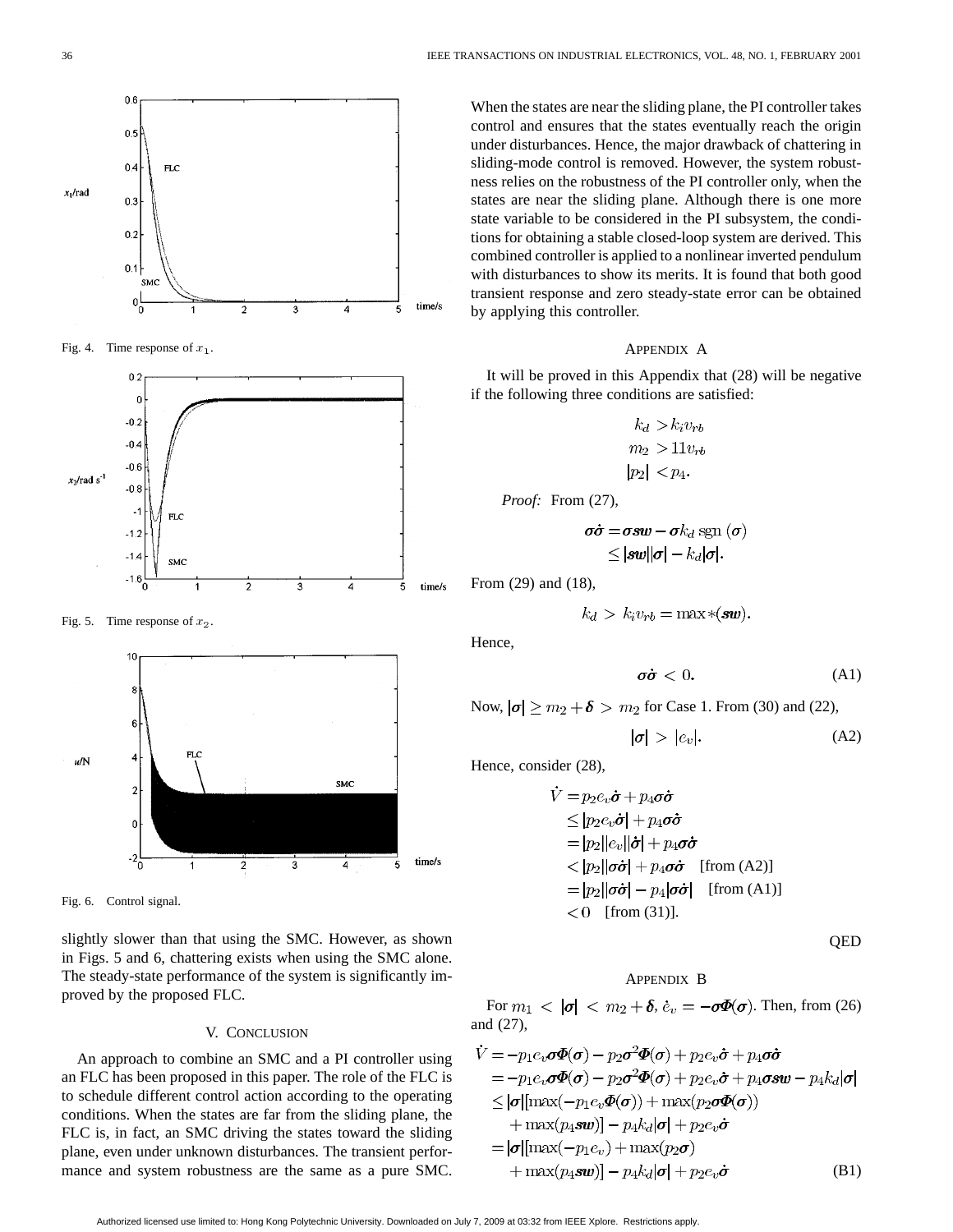Fig. 4. Time response of $x_1$.

Fig. 5. Time response of $x_2$.

Fig. 6. Control signal.

slightly slower than that using the SMC. However, as shown in Figs. 5 and 6, chattering exists when using the SMC alone. The steady-state performance of the system is significantly improved by the proposed FLC.

## V. Conclusion

An approach to combine an SMC and a PI controller using an FLC has been proposed in this paper. The role of the FLC is to schedule different control action according to the operating conditions. When the states are far from the sliding plane, the FLC is, in fact, an SMC driving the states toward the sliding plane, even under unknown disturbances. The transient performance and system robustness are the same as a pure SMC. When the states are near the sliding plane, the PI controller takes control and ensures that the states eventually reach the origin under disturbances. Hence, the major drawback of chattering in sliding-mode control is removed. However, the system robustness relies on the robustness of the PI controller only, when the states are near the sliding plane. Although there is one more state variable to be considered in the PI subsystem, the conditions for obtaining a stable closed-loop system are derived. This combined controller is applied to a nonlinear inverted pendulum with disturbances to show its merits. It is found that both good transient response and zero steady-state error can be obtained by applying this controller.

## Appendix A

It will be proved in this Appendix that (28) will be negative if the following three conditions are satisfied:

$$
\begin{aligned}
k_d &> k_i v_{rb} \\
m_2 &> 11 v_{rb} \\
|p_2| &< p_4.
\end{aligned}
$$

*Proof:* From (27),

$$
\begin{aligned}
\boldsymbol{\sigma}\dot{\boldsymbol{\sigma}} &= \boldsymbol{\sigma} \boldsymbol{s}\boldsymbol{w} - \boldsymbol{\sigma} k_d \operatorname{sgn}(\boldsymbol{\sigma}) \\
&\leq |\boldsymbol{s}\boldsymbol{w}||\boldsymbol{\sigma}| - k_d|\boldsymbol{\sigma}|.
\end{aligned}
$$

From (29) and (18),

$$k_d > k_i v_{rb} = \max *(\boldsymbol{s}\boldsymbol{w}).$$

Hence,

$$\boldsymbol{\sigma}\dot{\boldsymbol{\sigma}} < 0. \tag{A1}$$

Now, $|\boldsymbol{\sigma}| \geq m_2 + \boldsymbol{\delta} > m_2$ for Case 1. From (30) and (22),

$$|\boldsymbol{\sigma}| > |e_v|. \tag{A2}$$

Hence, consider (28),

$$
\begin{aligned}
\dot{V} &= p_2 e_v \dot{\boldsymbol{\sigma}} + p_4 \boldsymbol{\sigma}\dot{\boldsymbol{\sigma}} \\
&\leq |p_2 e_v \dot{\boldsymbol{\sigma}}| + p_4 \boldsymbol{\sigma}\dot{\boldsymbol{\sigma}} \\
&= |p_2||e_v||\dot{\boldsymbol{\sigma}}| + p_4 \boldsymbol{\sigma}\dot{\boldsymbol{\sigma}} \\
&< |p_2||\boldsymbol{\sigma}\dot{\boldsymbol{\sigma}}| + p_4 \boldsymbol{\sigma}\dot{\boldsymbol{\sigma}} \quad \text{[from (A2)]} \\
&= |p_2||\boldsymbol{\sigma}\dot{\boldsymbol{\sigma}}| - p_4|\boldsymbol{\sigma}\dot{\boldsymbol{\sigma}}| \quad \text{[from (A1)]} \\
&< 0 \quad \text{[from (31)]}.
\end{aligned}
$$

QED

## Appendix B

For $m_1 < |\boldsymbol{\sigma}| < m_2 + \boldsymbol{\delta}$, $\dot{e}_v = -\boldsymbol{\sigma}\boldsymbol{\Phi}(\boldsymbol{\sigma})$. Then, from (26) and (27),

$$
\begin{aligned}
\dot{V} &= -p_1 e_v \boldsymbol{\sigma}\boldsymbol{\Phi}(\boldsymbol{\sigma}) - p_2 \boldsymbol{\sigma}^2 \boldsymbol{\Phi}(\boldsymbol{\sigma}) + p_2 e_v \dot{\boldsymbol{\sigma}} + p_4 \boldsymbol{\sigma}\dot{\boldsymbol{\sigma}} \\
&= -p_1 e_v \boldsymbol{\sigma}\boldsymbol{\Phi}(\boldsymbol{\sigma}) - p_2 \boldsymbol{\sigma}^2 \boldsymbol{\Phi}(\boldsymbol{\sigma}) + p_2 e_v \dot{\boldsymbol{\sigma}} + p_4 \boldsymbol{\sigma}\boldsymbol{s}\boldsymbol{w} - p_4 k_d |\boldsymbol{\sigma}| \\
&\leq |\boldsymbol{\sigma}|[\max(-p_1 e_v \boldsymbol{\Phi}(\boldsymbol{\sigma})) + \max(p_2 \boldsymbol{\sigma}\boldsymbol{\Phi}(\boldsymbol{\sigma})) \\
&\quad + \max(p_4 \boldsymbol{s}\boldsymbol{w})] - p_4 k_d |\boldsymbol{\sigma}| + p_2 e_v \dot{\boldsymbol{\sigma}} \\
&= |\boldsymbol{\sigma}|[\max(-p_1 e_v) + \max(p_2 \boldsymbol{\sigma}) \\
&\quad + \max(p_4 \boldsymbol{s}\boldsymbol{w})] - p_4 k_d |\boldsymbol{\sigma}| + p_2 e_v \dot{\boldsymbol{\sigma}}
\end{aligned} \tag{B1}
$$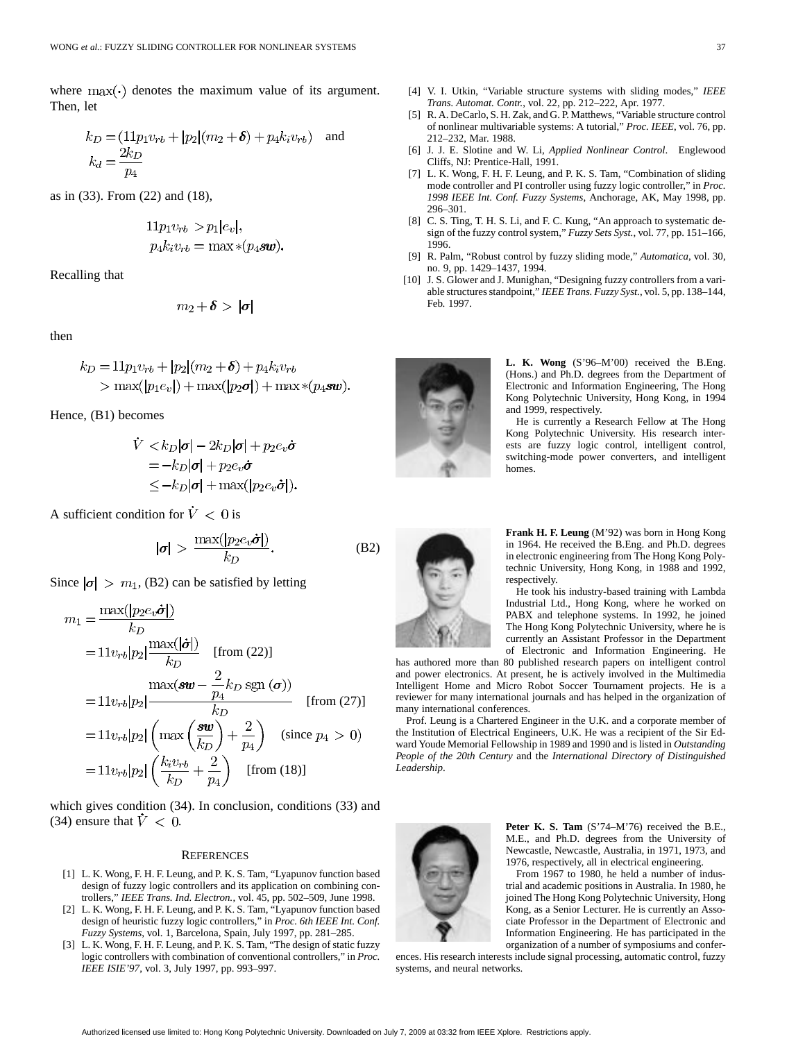where $\max(\cdot)$ denotes the maximum value of its argument. Then, let

$$k_D = (11p_1 v_{rb} + |p_2|(m_2 + \boldsymbol{\delta}) + p_4 k_i v_{rb}) \quad \text{and}$$
$$k_d = \frac{2k_D}{p_4}$$

as in (33). From (22) and (18),

$$11p_1 v_{rb} > p_1 |e_v|,$$
$$p_4 k_i v_{rb} = \max *(p_4 \boldsymbol{sw}).$$

Recalling that

$$m_2 + \boldsymbol{\delta} > |\boldsymbol{\sigma}|$$

then

$$k_D = 11p_1 v_{rb} + |p_2|(m_2 + \boldsymbol{\delta}) + p_4 k_i v_{rb}$$
$$> \max(|p_1 e_v|) + \max(|p_2 \boldsymbol{\sigma}|) + \max *(p_4 \boldsymbol{sw}).$$

Hence, (B1) becomes

$$\dot{V} < k_D|\boldsymbol{\sigma}| - 2k_D|\boldsymbol{\sigma}| + p_2 e_v \dot{\boldsymbol{\sigma}}$$
$$= -k_D|\boldsymbol{\sigma}| + p_2 e_v \dot{\boldsymbol{\sigma}}$$
$$\leq -k_D|\boldsymbol{\sigma}| + \max(|p_2 e_v \dot{\boldsymbol{\sigma}}|).$$

A sufficient condition for $\dot{V} < 0$ is

$$|\boldsymbol{\sigma}| > \frac{\max(|p_2 e_v \dot{\boldsymbol{\sigma}}|)}{k_D}. \tag{B2}$$

Since $|\boldsymbol{\sigma}| > m_1$, (B2) can be satisfied by letting

$$m_1 = \frac{\max(|p_2 e_v \dot{\boldsymbol{\sigma}}|)}{k_D}$$
$$= 11v_{rb}|p_2| \frac{\max(|\dot{\boldsymbol{\sigma}}|)}{k_D} \quad \text{[from (22)]}$$
$$= 11v_{rb}|p_2| \frac{\max(\boldsymbol{sw} - \frac{2}{p_4} k_D \operatorname{sgn}(\boldsymbol{\sigma}))}{k_D} \quad \text{[from (27)]}$$
$$= 11v_{rb}|p_2| \left( \max\left(\frac{\boldsymbol{sw}}{k_D}\right) + \frac{2}{p_4} \right) \quad (\text{since } p_4 > 0)$$
$$= 11v_{rb}|p_2| \left( \frac{k_i v_{rb}}{k_D} + \frac{2}{p_4} \right) \quad \text{[from (18)]}$$

which gives condition (34). In conclusion, conditions (33) and (34) ensure that $\dot{V} < 0$.

## REFERENCES

[1] L. K. Wong, F. H. F. Leung, and P. K. S. Tam, "Lyapunov function based design of fuzzy logic controllers and its application on combining controllers," *IEEE Trans. Ind. Electron.*, vol. 45, pp. 502–509, June 1998.

[2] L. K. Wong, F. H. F. Leung, and P. K. S. Tam, "Lyapunov function based design of heuristic fuzzy logic controllers," in *Proc. 6th IEEE Int. Conf. Fuzzy Systems*, vol. 1, Barcelona, Spain, July 1997, pp. 281–285.

[3] L. K. Wong, F. H. F. Leung, and P. K. S. Tam, "The design of static fuzzy logic controllers with combination of conventional controllers," in *Proc. IEEE ISIE'97*, vol. 3, July 1997, pp. 993–997.

[4] V. I. Utkin, "Variable structure systems with sliding modes," *IEEE Trans. Automat. Contr.*, vol. 22, pp. 212–222, Apr. 1977.

[5] R. A. DeCarlo, S. H. Zak, and G. P. Matthews, "Variable structure control of nonlinear multivariable systems: A tutorial," *Proc. IEEE*, vol. 76, pp. 212–232, Mar. 1988.

[6] J. J. E. Slotine and W. Li, *Applied Nonlinear Control*. Englewood Cliffs, NJ: Prentice-Hall, 1991.

[7] L. K. Wong, F. H. F. Leung, and P. K. S. Tam, "Combination of sliding mode controller and PI controller using fuzzy logic controller," in *Proc. 1998 IEEE Int. Conf. Fuzzy Systems*, Anchorage, AK, May 1998, pp. 296–301.

[8] C. S. Ting, T. H. S. Li, and F. C. Kung, "An approach to systematic design of the fuzzy control system," *Fuzzy Sets Syst.*, vol. 77, pp. 151–166, 1996.

[9] R. Palm, "Robust control by fuzzy sliding mode," *Automatica*, vol. 30, no. 9, pp. 1429–1437, 1994.

[10] J. S. Glower and J. Munighan, "Designing fuzzy controllers from a variable structures standpoint," *IEEE Trans. Fuzzy Syst.*, vol. 5, pp. 138–144, Feb. 1997.

**L. K. Wong** (S'96–M'00) received the B.Eng. (Hons.) and Ph.D. degrees from the Department of Electronic and Information Engineering, The Hong Kong Polytechnic University, Hong Kong, in 1994 and 1999, respectively.

He is currently a Research Fellow at The Hong Kong Polytechnic University. His research interests are fuzzy logic control, intelligent control, switching-mode power converters, and intelligent homes.

**Frank H. F. Leung** (M'92) was born in Hong Kong in 1964. He received the B.Eng. and Ph.D. degrees in electronic engineering from The Hong Kong Polytechnic University, Hong Kong, in 1988 and 1992, respectively.

He took his industry-based training with Lambda Industrial Ltd., Hong Kong, where he worked on PABX and telephone systems. In 1992, he joined The Hong Kong Polytechnic University, where he is currently an Assistant Professor in the Department of Electronic and Information Engineering. He has authored more than 80 published research papers on intelligent control and power electronics. At present, he is actively involved in the Multimedia Intelligent Home and Micro Robot Soccer Tournament projects. He is a reviewer for many international journals and has helped in the organization of many international conferences.

Prof. Leung is a Chartered Engineer in the U.K. and a corporate member of the Institution of Electrical Engineers, U.K. He was a recipient of the Sir Edward Youde Memorial Fellowship in 1989 and 1990 and is listed in *Outstanding People of the 20th Century* and the *International Directory of Distinguished Leadership*.

**Peter K. S. Tam** (S'74–M'76) received the B.E., M.E., and Ph.D. degrees from the University of Newcastle, Newcastle, Australia, in 1971, 1973, and 1976, respectively, all in electrical engineering.

From 1967 to 1980, he held a number of industrial and academic positions in Australia. In 1980, he joined The Hong Kong Polytechnic University, Hong Kong, as a Senior Lecturer. He is currently an Associate Professor in the Department of Electronic and Information Engineering. He has participated in the organization of a number of symposiums and conferences. His research interests include signal processing, automatic control, fuzzy systems, and neural networks.